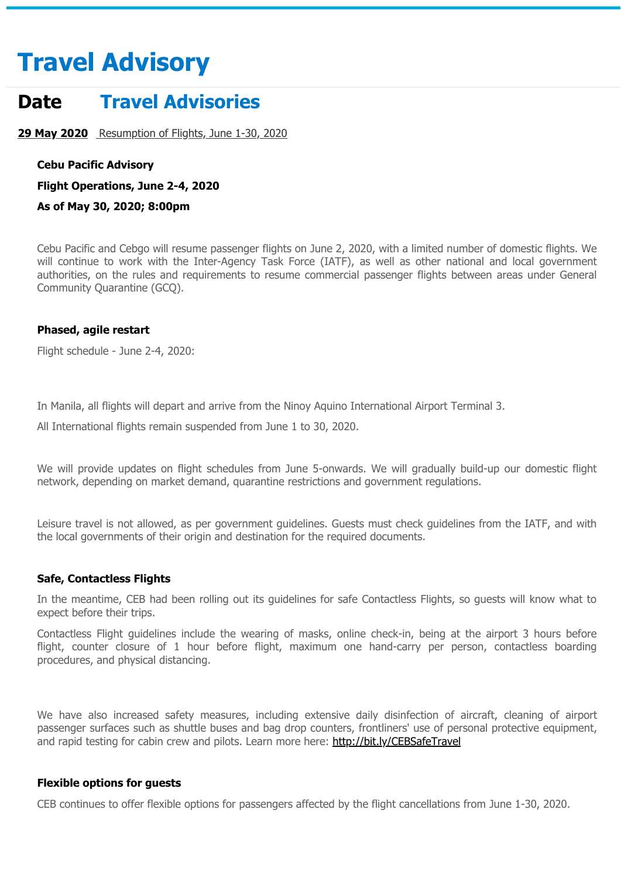# Travel Advisory

## Date Travel Advisories

**29 May 2020** Resumption of Flights, June 1-30, 2020

**Cebu Pacific Advisory**

**Flight Operations, June 2-4, 2020**

**As of May 30, 2020; 8:00pm**

Cebu Pacific and Cebgo will resume passenger flights on June 2, 2020, with a limited number of domestic flights. We will continue to work with the Inter-Agency Task Force (IATF), as well as other national and local government authorities, on the rules and requirements to resume commercial passenger flights between areas under General Community Quarantine (GCQ).

**Phased, agile restart**

Flight schedule - June 2-4, 2020:

In Manila, all flights will depart and arrive from the Ninoy Aquino International Airport Terminal 3.

All International flights remain suspended from June 1 to 30, 2020.

We will provide updates on flight schedules from June 5-onwards. We will gradually build-up our domestic flight network, depending on market demand, quarantine restrictions and government regulations.

Leisure travel is not allowed, as per government guidelines. Guests must check guidelines from the IATF, and with the local governments of their origin and destination for the required documents.

**Safe, Contactless Flights**

In the meantime, CEB had been rolling out its guidelines for safe Contactless Flights, so guests will know what to expect before their trips.

Contactless Flight guidelines include the wearing of masks, online check-in, being at the airport 3 hours before flight, counter closure of 1 hour before flight, maximum one hand-carry per person, contactless boarding procedures, and physical distancing.

We have also increased safety measures, including extensive daily disinfection of aircraft, cleaning of airport passenger surfaces such as shuttle buses and bag drop counters, frontliners' use of personal protective equipment, and rapid testing for cabin crew and pilots. Learn more here: http://bit.ly/CEBSafeTravel

**Flexible options for guests**

CEB continues to offer flexible options for passengers affected by the flight cancellations from June 1-30, 2020.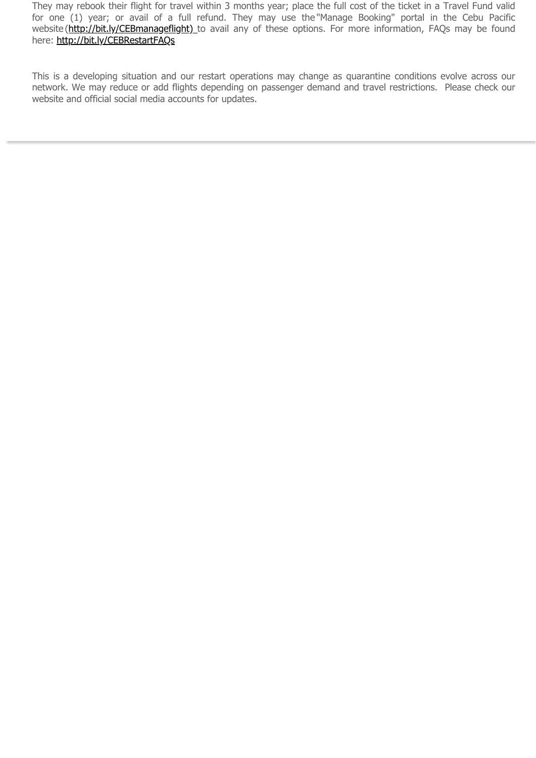They may rebook their flight for travel within 3 months year; place the full cost of the ticket in a Travel Fund valid for one (1) year; or avail of a full refund. They may use the "Manage Booking" portal in the Cebu Pacific website (http://bit.ly/CEBmanageflight) to avail any of these options. For more information, FAQs may be found here: http://bit.ly/CEBRestartFAQs

This is a developing situation and our restart operations may change as quarantine conditions evolve across our network. We may reduce or add flights depending on passenger demand and travel restrictions. Please check our website and official social media accounts for updates.